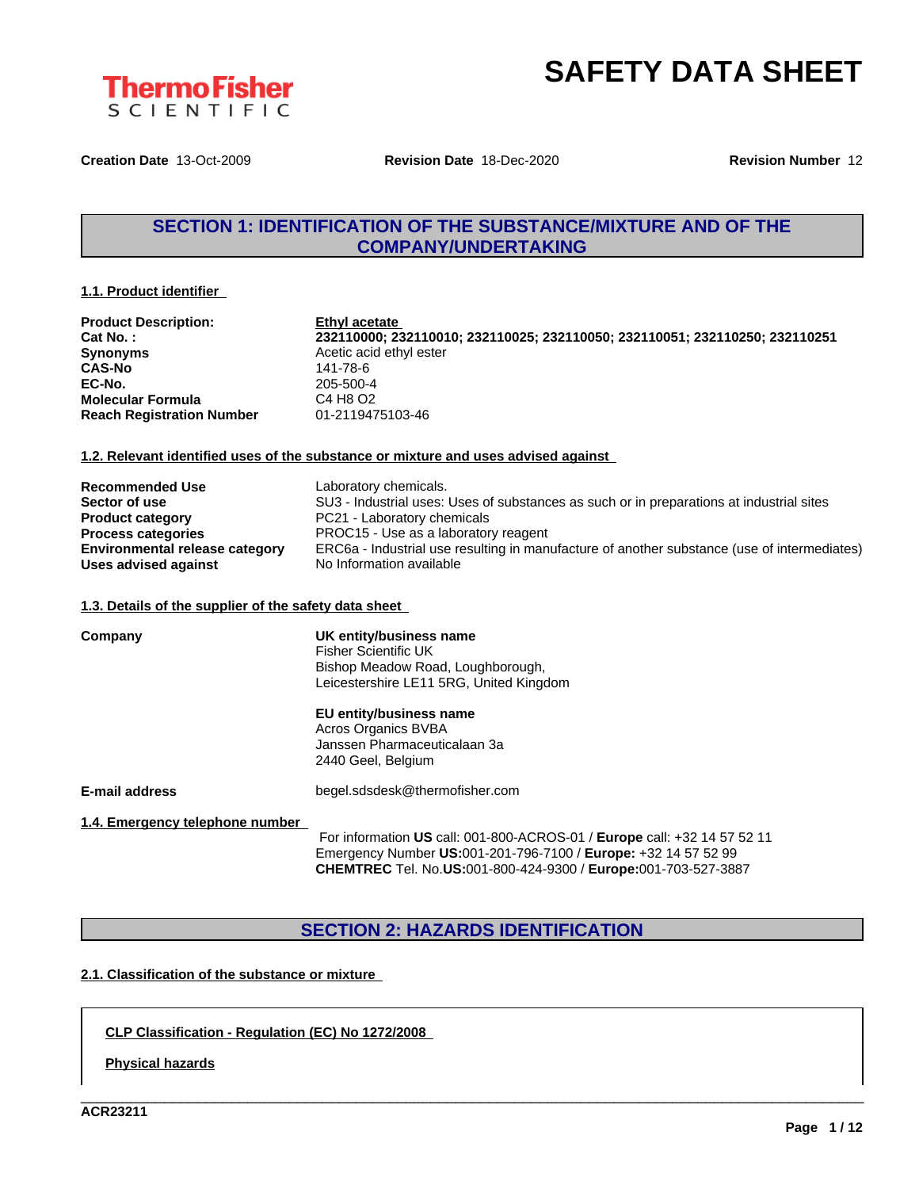# SAFETY DATA SHEET

**Creation Date** 13-Oct-2009 **Revision Date** 18-Dec-2020 **Revision Number** 12

## SECTION 1: IDENTIFICATION OF THE SUBSTANCE/MIXTURE AND OF THE COMPANY/UNDERTAKING

### 1.1. Product identifier

| | |
|---|---|
| **Product Description:** | **Ethyl acetate** |
| **Cat No. :** | **232110000; 232110010; 232110025; 232110050; 232110051; 232110250; 232110251** |
| **Synonyms** | Acetic acid ethyl ester |
| **CAS-No** | 141-78-6 |
| **EC-No.** | 205-500-4 |
| **Molecular Formula** | C4 H8 O2 |
| **Reach Registration Number** | 01-2119475103-46 |

### 1.2. Relevant identified uses of the substance or mixture and uses advised against

| | |
|---|---|
| **Recommended Use** | Laboratory chemicals. |
| **Sector of use** | SU3 - Industrial uses: Uses of substances as such or in preparations at industrial sites |
| **Product category** | PC21 - Laboratory chemicals |
| **Process categories** | PROC15 - Use as a laboratory reagent |
| **Environmental release category** | ERC6a - Industrial use resulting in manufacture of another substance (use of intermediates) |
| **Uses advised against** | No Information available |

### 1.3. Details of the supplier of the safety data sheet

**Company**

**UK entity/business name**
Fisher Scientific UK
Bishop Meadow Road, Loughborough,
Leicestershire LE11 5RG, United Kingdom

**EU entity/business name**
Acros Organics BVBA
Janssen Pharmaceuticalaan 3a
2440 Geel, Belgium

**E-mail address** begel.sdsdesk@thermofisher.com

### 1.4. Emergency telephone number

For information **US** call: 001-800-ACROS-01 / **Europe** call: +32 14 57 52 11
Emergency Number **US:**001-201-796-7100 / **Europe:** +32 14 57 52 99
**CHEMTREC** Tel. No.**US:**001-800-424-9300 / **Europe:**001-703-527-3887

## SECTION 2: HAZARDS IDENTIFICATION

### 2.1. Classification of the substance or mixture

**CLP Classification - Regulation (EC) No 1272/2008**

**Physical hazards**

ACR23211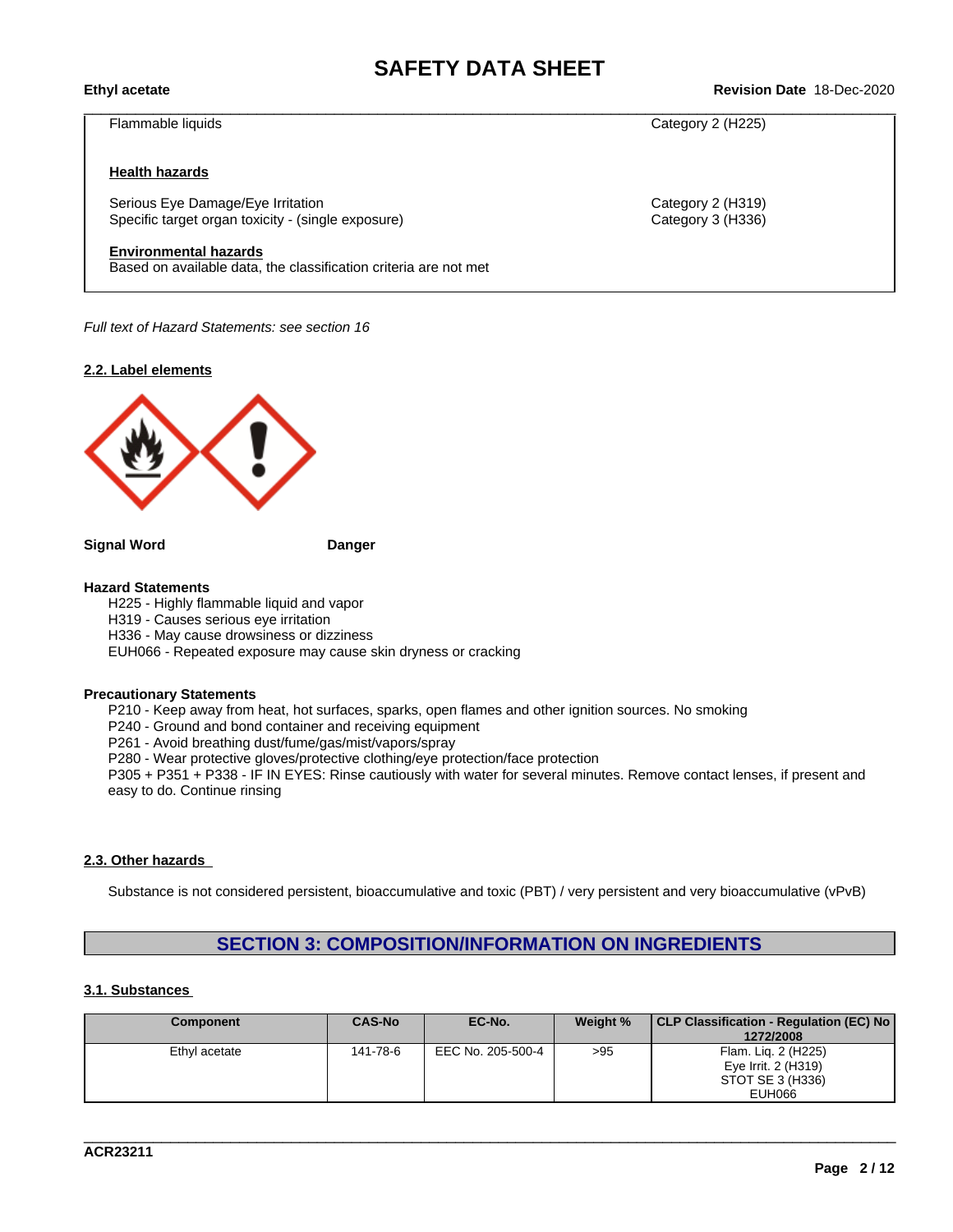| | |
|---|---|
| Flammable liquids | Category 2 (H225) |

**Health hazards**

| | |
|---|---|
| Serious Eye Damage/Eye Irritation | Category 2 (H319) |
| Specific target organ toxicity - (single exposure) | Category 3 (H336) |

**Environmental hazards**

Based on available data, the classification criteria are not met

*Full text of Hazard Statements: see section 16*

### 2.2. Label elements

**Signal Word** **Danger**

**Hazard Statements**

H225 - Highly flammable liquid and vapor
H319 - Causes serious eye irritation
H336 - May cause drowsiness or dizziness
EUH066 - Repeated exposure may cause skin dryness or cracking

**Precautionary Statements**

P210 - Keep away from heat, hot surfaces, sparks, open flames and other ignition sources. No smoking
P240 - Ground and bond container and receiving equipment
P261 - Avoid breathing dust/fume/gas/mist/vapors/spray
P280 - Wear protective gloves/protective clothing/eye protection/face protection
P305 + P351 + P338 - IF IN EYES: Rinse cautiously with water for several minutes. Remove contact lenses, if present and easy to do. Continue rinsing

### 2.3. Other hazards

Substance is not considered persistent, bioaccumulative and toxic (PBT) / very persistent and very bioaccumulative (vPvB)

## SECTION 3: COMPOSITION/INFORMATION ON INGREDIENTS

### 3.1. Substances

| Component | CAS-No | EC-No. | Weight % | CLP Classification - Regulation (EC) No 1272/2008 |
|---|---|---|---|---|
| Ethyl acetate | 141-78-6 | EEC No. 205-500-4 | >95 | Flam. Liq. 2 (H225)<br>Eye Irrit. 2 (H319)<br>STOT SE 3 (H336)<br>EUH066 |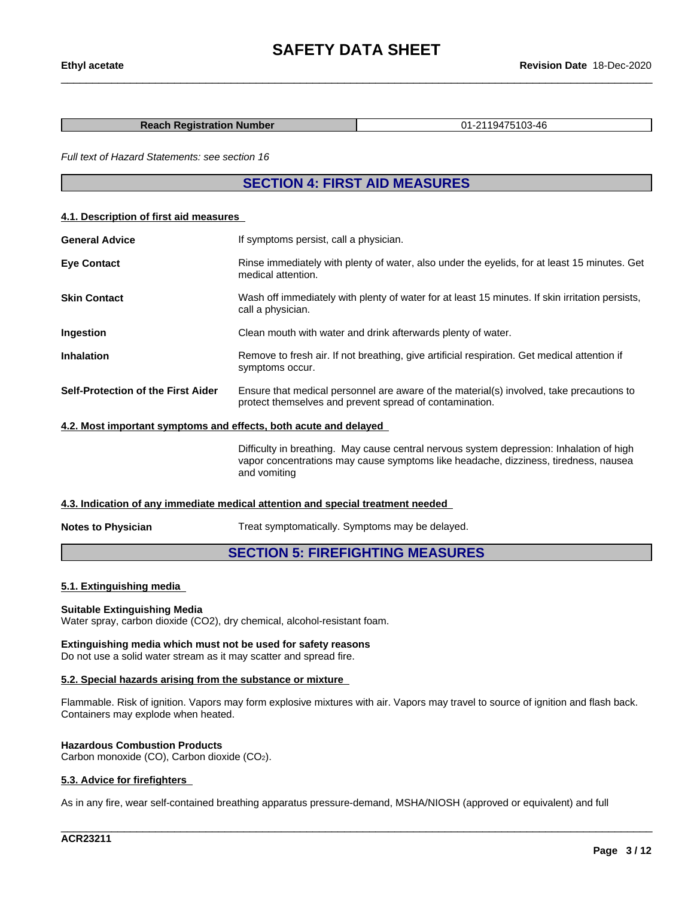| Reach Registration Number | 01-2119475103-46 |
| --- | --- |

*Full text of Hazard Statements: see section 16*

## SECTION 4: FIRST AID MEASURES

### 4.1. Description of first aid measures

**General Advice** If symptoms persist, call a physician.

**Eye Contact** Rinse immediately with plenty of water, also under the eyelids, for at least 15 minutes. Get medical attention.

**Skin Contact** Wash off immediately with plenty of water for at least 15 minutes. If skin irritation persists, call a physician.

**Ingestion** Clean mouth with water and drink afterwards plenty of water.

**Inhalation** Remove to fresh air. If not breathing, give artificial respiration. Get medical attention if symptoms occur.

**Self-Protection of the First Aider** Ensure that medical personnel are aware of the material(s) involved, take precautions to protect themselves and prevent spread of contamination.

### 4.2. Most important symptoms and effects, both acute and delayed

Difficulty in breathing. May cause central nervous system depression: Inhalation of high vapor concentrations may cause symptoms like headache, dizziness, tiredness, nausea and vomiting

### 4.3. Indication of any immediate medical attention and special treatment needed

**Notes to Physician** Treat symptomatically. Symptoms may be delayed.

## SECTION 5: FIREFIGHTING MEASURES

### 5.1. Extinguishing media

**Suitable Extinguishing Media**
Water spray, carbon dioxide (CO2), dry chemical, alcohol-resistant foam.

**Extinguishing media which must not be used for safety reasons**
Do not use a solid water stream as it may scatter and spread fire.

### 5.2. Special hazards arising from the substance or mixture

Flammable. Risk of ignition. Vapors may form explosive mixtures with air. Vapors may travel to source of ignition and flash back. Containers may explode when heated.

**Hazardous Combustion Products**
Carbon monoxide (CO), Carbon dioxide ($CO_2$).

### 5.3. Advice for firefighters

As in any fire, wear self-contained breathing apparatus pressure-demand, MSHA/NIOSH (approved or equivalent) and full

ACR23211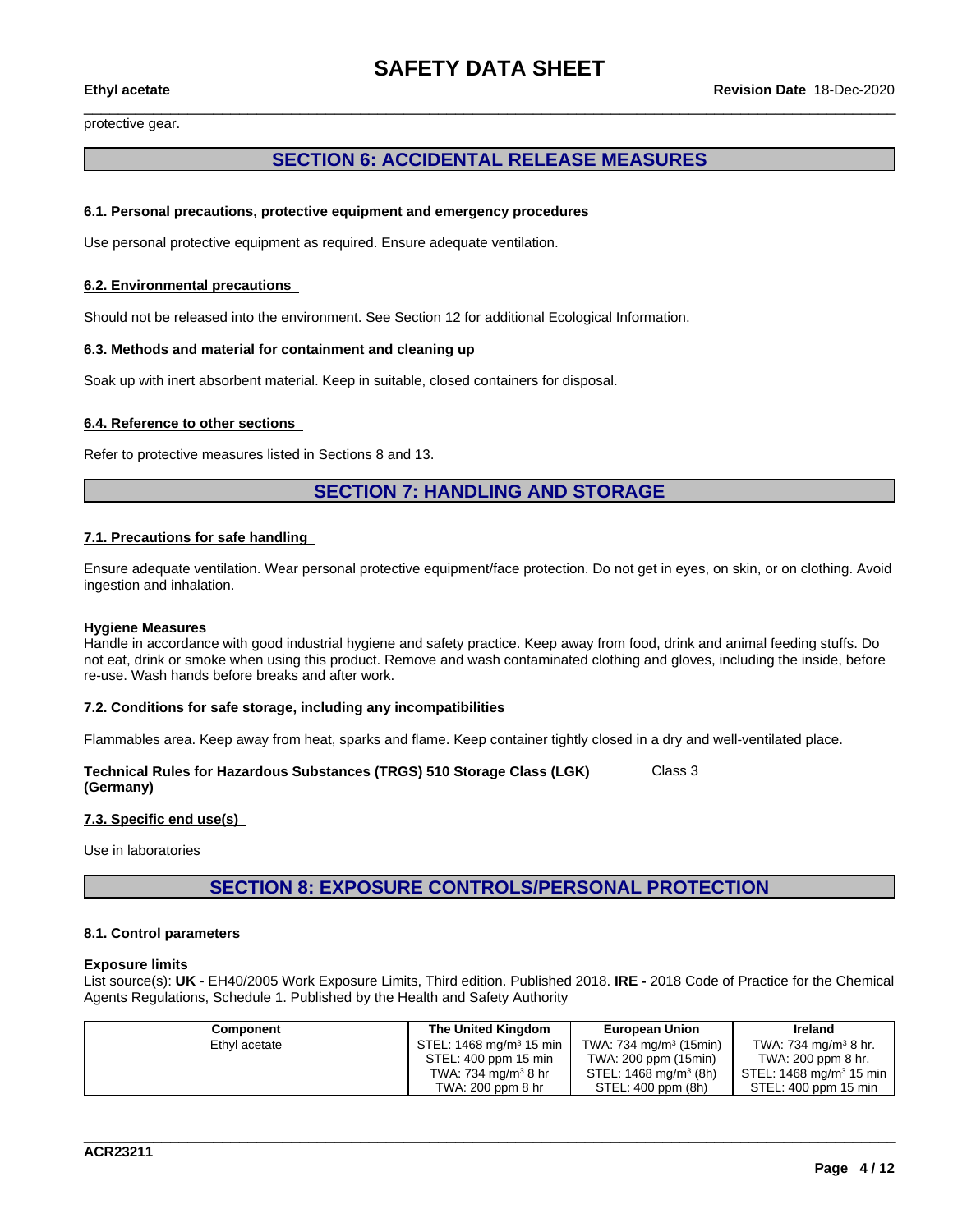protective gear.

## SECTION 6: ACCIDENTAL RELEASE MEASURES

### 6.1. Personal precautions, protective equipment and emergency procedures

Use personal protective equipment as required. Ensure adequate ventilation.

### 6.2. Environmental precautions

Should not be released into the environment. See Section 12 for additional Ecological Information.

### 6.3. Methods and material for containment and cleaning up

Soak up with inert absorbent material. Keep in suitable, closed containers for disposal.

### 6.4. Reference to other sections

Refer to protective measures listed in Sections 8 and 13.

## SECTION 7: HANDLING AND STORAGE

### 7.1. Precautions for safe handling

Ensure adequate ventilation. Wear personal protective equipment/face protection. Do not get in eyes, on skin, or on clothing. Avoid ingestion and inhalation.

**Hygiene Measures**
Handle in accordance with good industrial hygiene and safety practice. Keep away from food, drink and animal feeding stuffs. Do not eat, drink or smoke when using this product. Remove and wash contaminated clothing and gloves, including the inside, before re-use. Wash hands before breaks and after work.

### 7.2. Conditions for safe storage, including any incompatibilities

Flammables area. Keep away from heat, sparks and flame. Keep container tightly closed in a dry and well-ventilated place.

**Technical Rules for Hazardous Substances (TRGS) 510 Storage Class (LGK) (Germany)** Class 3

### 7.3. Specific end use(s)

Use in laboratories

## SECTION 8: EXPOSURE CONTROLS/PERSONAL PROTECTION

### 8.1. Control parameters

**Exposure limits**
List source(s): **UK** - EH40/2005 Work Exposure Limits, Third edition. Published 2018. **IRE -** 2018 Code of Practice for the Chemical Agents Regulations, Schedule 1. Published by the Health and Safety Authority

| Component | The United Kingdom | European Union | Ireland |
|---|---|---|---|
| Ethyl acetate | STEL: 1468 mg/m³ 15 min<br>STEL: 400 ppm 15 min<br>TWA: 734 mg/m³ 8 hr<br>TWA: 200 ppm 8 hr | TWA: 734 mg/m³ (15min)<br>TWA: 200 ppm (15min)<br>STEL: 1468 mg/m³ (8h)<br>STEL: 400 ppm (8h) | TWA: 734 mg/m³ 8 hr.<br>TWA: 200 ppm 8 hr.<br>STEL: 1468 mg/m³ 15 min<br>STEL: 400 ppm 15 min |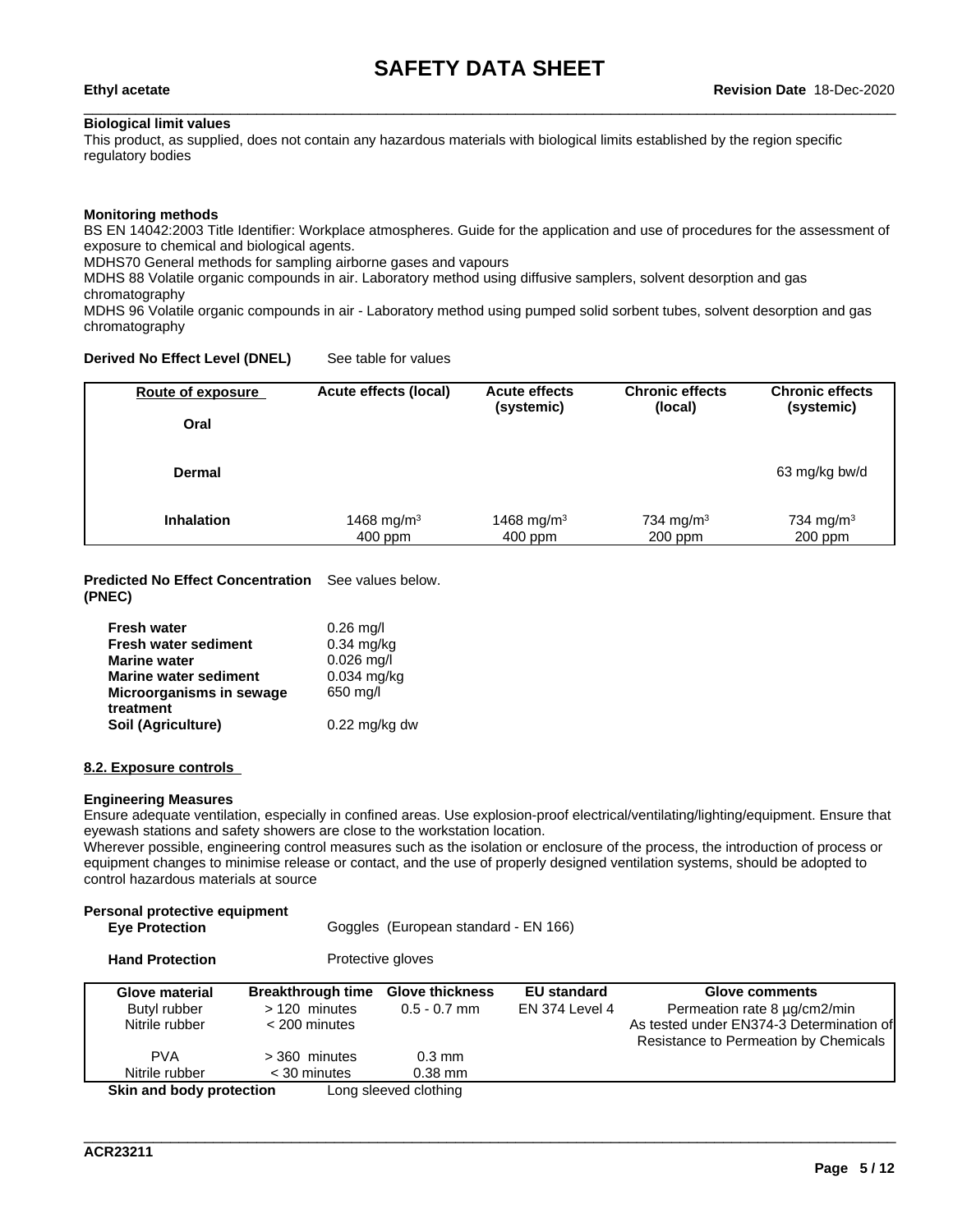**Biological limit values**

This product, as supplied, does not contain any hazardous materials with biological limits established by the region specific regulatory bodies

**Monitoring methods**

BS EN 14042:2003 Title Identifier: Workplace atmospheres. Guide for the application and use of procedures for the assessment of exposure to chemical and biological agents.
MDHS70 General methods for sampling airborne gases and vapours
MDHS 88 Volatile organic compounds in air. Laboratory method using diffusive samplers, solvent desorption and gas chromatography
MDHS 96 Volatile organic compounds in air - Laboratory method using pumped solid sorbent tubes, solvent desorption and gas chromatography

**Derived No Effect Level (DNEL)** See table for values

| Route of exposure | Acute effects (local) | Acute effects (systemic) | Chronic effects (local) | Chronic effects (systemic) |
|---|---|---|---|---|
| **Oral** | | | | |
| **Dermal** | | | | 63 mg/kg bw/d |
| **Inhalation** | 1468 mg/m³ 400 ppm | 1468 mg/m³ 400 ppm | 734 mg/m³ 200 ppm | 734 mg/m³ 200 ppm |

**Predicted No Effect Concentration (PNEC)** See values below.

| | |
|---|---|
| **Fresh water** | 0.26 mg/l |
| **Fresh water sediment** | 0.34 mg/kg |
| **Marine water** | 0.026 mg/l |
| **Marine water sediment** | 0.034 mg/kg |
| **Microorganisms in sewage treatment** | 650 mg/l |
| **Soil (Agriculture)** | 0.22 mg/kg dw |

**8.2. Exposure controls**

**Engineering Measures**

Ensure adequate ventilation, especially in confined areas. Use explosion-proof electrical/ventilating/lighting/equipment. Ensure that eyewash stations and safety showers are close to the workstation location.
Wherever possible, engineering control measures such as the isolation or enclosure of the process, the introduction of process or equipment changes to minimise release or contact, and the use of properly designed ventilation systems, should be adopted to control hazardous materials at source

**Personal protective equipment**

**Eye Protection** Goggles (European standard - EN 166)

**Hand Protection** Protective gloves

| Glove material | Breakthrough time | Glove thickness | EU standard | Glove comments |
|---|---|---|---|---|
| Butyl rubber | > 120 minutes | 0.5 - 0.7 mm | EN 374 Level 4 | Permeation rate 8 µg/cm2/min |
| Nitrile rubber | < 200 minutes | | | As tested under EN374-3 Determination of Resistance to Permeation by Chemicals |
| PVA | > 360 minutes | 0.3 mm | | |
| Nitrile rubber | < 30 minutes | 0.38 mm | | |

**Skin and body protection** Long sleeved clothing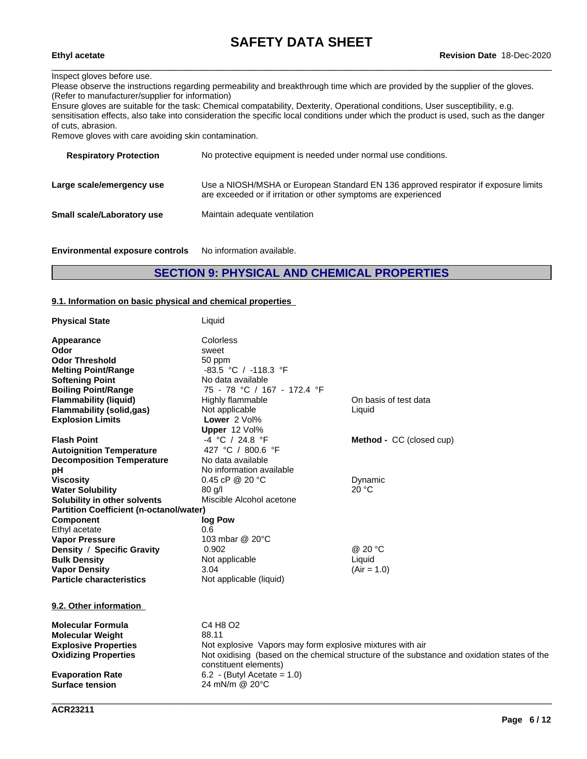Inspect gloves before use.
Please observe the instructions regarding permeability and breakthrough time which are provided by the supplier of the gloves. (Refer to manufacturer/supplier for information)
Ensure gloves are suitable for the task: Chemical compatability, Dexterity, Operational conditions, User susceptibility, e.g. sensitisation effects, also take into consideration the specific local conditions under which the product is used, such as the danger of cuts, abrasion.
Remove gloves with care avoiding skin contamination.

| | |
|---|---|
| **Respiratory Protection** | No protective equipment is needed under normal use conditions. |
| **Large scale/emergency use** | Use a NIOSH/MSHA or European Standard EN 136 approved respirator if exposure limits are exceeded or if irritation or other symptoms are experienced |
| **Small scale/Laboratory use** | Maintain adequate ventilation |

**Environmental exposure controls** No information available.

## SECTION 9: PHYSICAL AND CHEMICAL PROPERTIES

### 9.1. Information on basic physical and chemical properties

| | | |
|---|---|---|
| **Physical State** | Liquid | |
| **Appearance** | Colorless | |
| **Odor** | sweet | |
| **Odor Threshold** | 50 ppm | |
| **Melting Point/Range** | -83.5 °C / -118.3 °F | |
| **Softening Point** | No data available | |
| **Boiling Point/Range** | 75 - 78 °C / 167 - 172.4 °F | |
| **Flammability (liquid)** | Highly flammable | On basis of test data |
| **Flammability (solid,gas)** | Not applicable | Liquid |
| **Explosion Limits** | **Lower** 2 Vol%<br>**Upper** 12 Vol% | |
| **Flash Point** | -4 °C / 24.8 °F | **Method -** CC (closed cup) |
| **Autoignition Temperature** | 427 °C / 800.6 °F | |
| **Decomposition Temperature** | No data available | |
| **pH** | No information available | |
| **Viscosity** | 0.45 cP @ 20 °C | Dynamic |
| **Water Solubility** | 80 g/l | 20 °C |
| **Solubility in other solvents** | Miscible Alcohol acetone | |
| **Partition Coefficient (n-octanol/water)** | | |
| **Component** | **log Pow** | |
| Ethyl acetate | 0.6 | |
| **Vapor Pressure** | 103 mbar @ 20°C | |
| **Density / Specific Gravity** | 0.902 | @ 20 °C |
| **Bulk Density** | Not applicable | Liquid |
| **Vapor Density** | 3.04 | (Air = 1.0) |
| **Particle characteristics** | Not applicable (liquid) | |

### 9.2. Other information

| | |
|---|---|
| **Molecular Formula** | $C_4H_8O_2$ |
| **Molecular Weight** | 88.11 |
| **Explosive Properties** | Not explosive Vapors may form explosive mixtures with air |
| **Oxidizing Properties** | Not oxidising (based on the chemical structure of the substance and oxidation states of the constituent elements) |
| **Evaporation Rate** | 6.2 - (Butyl Acetate = 1.0) |
| **Surface tension** | 24 mN/m @ 20°C |

ACR23211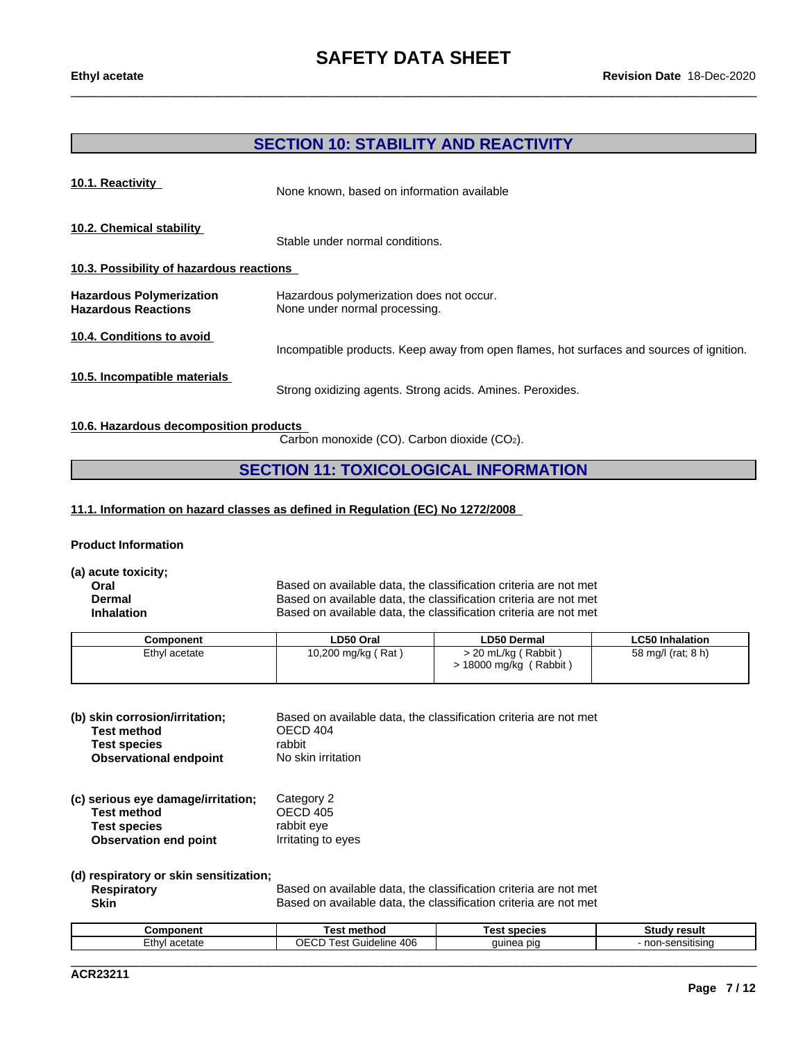## SECTION 10: STABILITY AND REACTIVITY

**10.1. Reactivity**

None known, based on information available

**10.2. Chemical stability**

Stable under normal conditions.

**10.3. Possibility of hazardous reactions**

**Hazardous Polymerization** Hazardous polymerization does not occur.
**Hazardous Reactions** None under normal processing.

**10.4. Conditions to avoid**

Incompatible products. Keep away from open flames, hot surfaces and sources of ignition.

**10.5. Incompatible materials**

Strong oxidizing agents. Strong acids. Amines. Peroxides.

**10.6. Hazardous decomposition products**

Carbon monoxide (CO). Carbon dioxide ($CO_2$).

## SECTION 11: TOXICOLOGICAL INFORMATION

**11.1. Information on hazard classes as defined in Regulation (EC) No 1272/2008**

**Product Information**

**(a) acute toxicity;**

**Oral** Based on available data, the classification criteria are not met
**Dermal** Based on available data, the classification criteria are not met
**Inhalation** Based on available data, the classification criteria are not met

| Component | LD50 Oral | LD50 Dermal | LC50 Inhalation |
|---|---|---|---|
| Ethyl acetate | 10,200 mg/kg ( Rat ) | > 20 mL/kg ( Rabbit ) > 18000 mg/kg ( Rabbit ) | 58 mg/l (rat; 8 h) |

**(b) skin corrosion/irritation;** Based on available data, the classification criteria are not met
**Test method** OECD 404
**Test species** rabbit
**Observational endpoint** No skin irritation

**(c) serious eye damage/irritation;** Category 2
**Test method** OECD 405
**Test species** rabbit eye
**Observation end point** Irritating to eyes

**(d) respiratory or skin sensitization;**
**Respiratory** Based on available data, the classification criteria are not met
**Skin** Based on available data, the classification criteria are not met

| Component | Test method | Test species | Study result |
|---|---|---|---|
| Ethyl acetate | OECD Test Guideline 406 | guinea pig | - non-sensitising |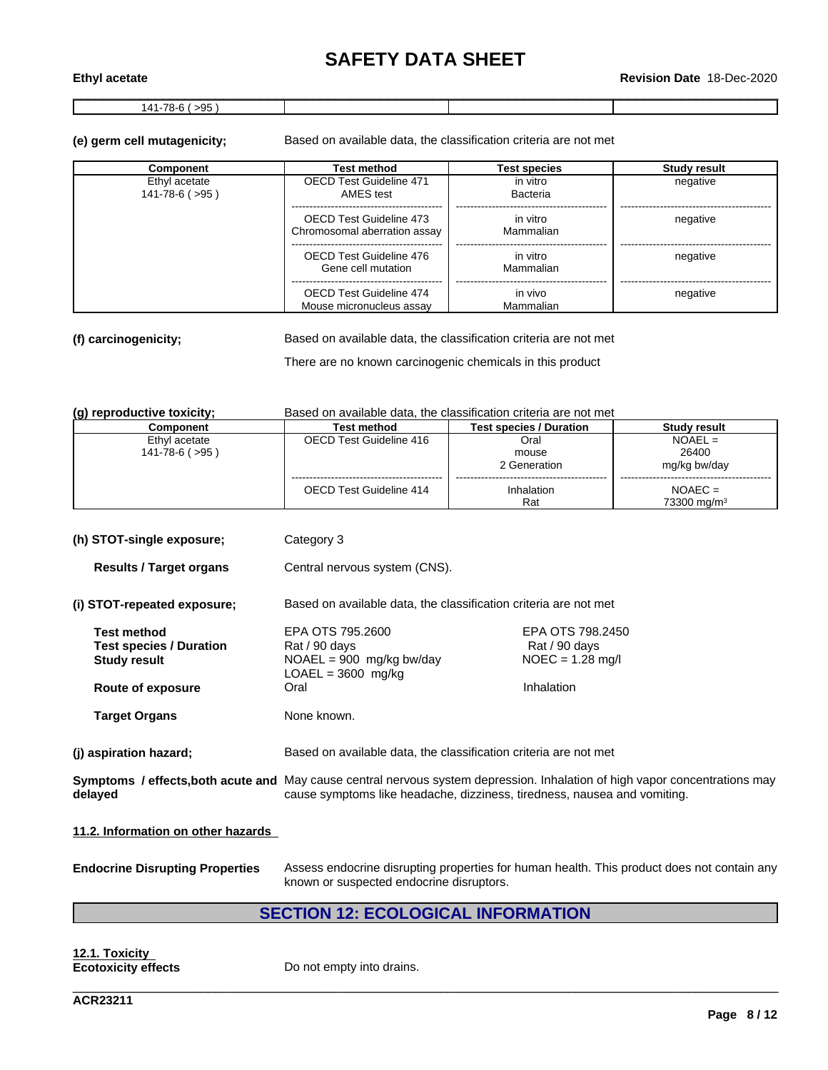| 141-78-6 ( >95 ) | | | |
|---|---|---|---|

**(e) germ cell mutagenicity;** Based on available data, the classification criteria are not met

| Component | Test method | Test species | Study result |
|---|---|---|---|
| Ethyl acetate<br>141-78-6 ( >95 ) | OECD Test Guideline 471<br>AMES test | in vitro<br>Bacteria | negative |
| | OECD Test Guideline 473<br>Chromosomal aberration assay | in vitro<br>Mammalian | negative |
| | OECD Test Guideline 476<br>Gene cell mutation | in vitro<br>Mammalian | negative |
| | OECD Test Guideline 474<br>Mouse micronucleus assay | in vivo<br>Mammalian | negative |

**(f) carcinogenicity;** Based on available data, the classification criteria are not met

There are no known carcinogenic chemicals in this product

**(g) reproductive toxicity;** Based on available data, the classification criteria are not met

| Component | Test method | Test species / Duration | Study result |
|---|---|---|---|
| Ethyl acetate<br>141-78-6 ( >95 ) | OECD Test Guideline 416 | Oral<br>mouse<br>2 Generation | NOAEL =<br>26400<br>mg/kg bw/day |
| | OECD Test Guideline 414 | Inhalation<br>Rat | NOAEC =<br>73300 mg/m³ |

**(h) STOT-single exposure;** Category 3

**Results / Target organs** Central nervous system (CNS).

**(i) STOT-repeated exposure;** Based on available data, the classification criteria are not met

| | | |
|---|---|---|
| **Test method** | EPA OTS 795.2600 | EPA OTS 798.2450 |
| **Test species / Duration** | Rat / 90 days | Rat / 90 days |
| **Study result** | NOAEL = 900 mg/kg bw/day<br>LOAEL = 3600 mg/kg | NOEC = 1.28 mg/l |
| **Route of exposure** | Oral | Inhalation |

**Target Organs** None known.

**(j) aspiration hazard;** Based on available data, the classification criteria are not met

**Symptoms / effects,both acute and delayed** May cause central nervous system depression. Inhalation of high vapor concentrations may cause symptoms like headache, dizziness, tiredness, nausea and vomiting.

**11.2. Information on other hazards**

**Endocrine Disrupting Properties** Assess endocrine disrupting properties for human health. This product does not contain any known or suspected endocrine disruptors.

## SECTION 12: ECOLOGICAL INFORMATION

**12.1. Toxicity**

**Ecotoxicity effects** Do not empty into drains.

ACR23211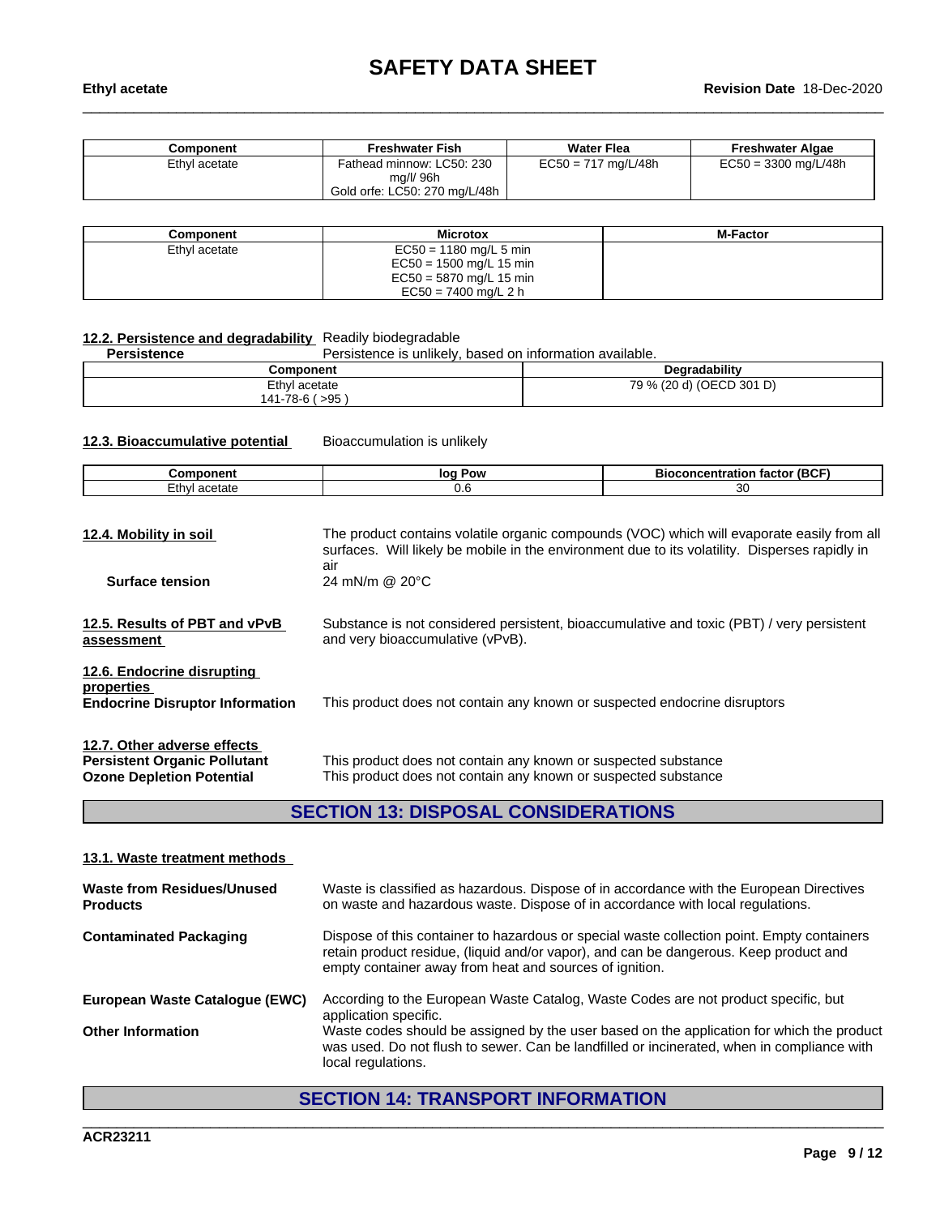| Component | Freshwater Fish | Water Flea | Freshwater Algae |
|---|---|---|---|
| Ethyl acetate | Fathead minnow: LC50: 230 mg/l/ 96h<br>Gold orfe: LC50: 270 mg/L/48h | EC50 = 717 mg/L/48h | EC50 = 3300 mg/L/48h |

| Component | Microtox | M-Factor |
|---|---|---|
| Ethyl acetate | EC50 = 1180 mg/L 5 min<br>EC50 = 1500 mg/L 15 min<br>EC50 = 5870 mg/L 15 min<br>EC50 = 7400 mg/L 2 h | |

**12.2. Persistence and degradability** Readily biodegradable

**Persistence** Persistence is unlikely, based on information available.

| Component | Degradability |
|---|---|
| Ethyl acetate<br>141-78-6 ( >95 ) | 79 % (20 d) (OECD 301 D) |

**12.3. Bioaccumulative potential** Bioaccumulation is unlikely

| Component | log Pow | Bioconcentration factor (BCF) |
|---|---|---|
| Ethyl acetate | 0.6 | 30 |

**12.4. Mobility in soil** The product contains volatile organic compounds (VOC) which will evaporate easily from all surfaces. Will likely be mobile in the environment due to its volatility. Disperses rapidly in air

**Surface tension** 24 mN/m @ 20°C

**12.5. Results of PBT and vPvB assessment** Substance is not considered persistent, bioaccumulative and toxic (PBT) / very persistent and very bioaccumulative (vPvB).

**12.6. Endocrine disrupting properties**

**Endocrine Disruptor Information** This product does not contain any known or suspected endocrine disruptors

**12.7. Other adverse effects**

**Persistent Organic Pollutant** This product does not contain any known or suspected substance

**Ozone Depletion Potential** This product does not contain any known or suspected substance

## SECTION 13: DISPOSAL CONSIDERATIONS

**13.1. Waste treatment methods**

**Waste from Residues/Unused Products** Waste is classified as hazardous. Dispose of in accordance with the European Directives on waste and hazardous waste. Dispose of in accordance with local regulations.

**Contaminated Packaging** Dispose of this container to hazardous or special waste collection point. Empty containers retain product residue, (liquid and/or vapor), and can be dangerous. Keep product and empty container away from heat and sources of ignition.

**European Waste Catalogue (EWC)** According to the European Waste Catalog, Waste Codes are not product specific, but application specific.

**Other Information** Waste codes should be assigned by the user based on the application for which the product was used. Do not flush to sewer. Can be landfilled or incinerated, when in compliance with local regulations.

## SECTION 14: TRANSPORT INFORMATION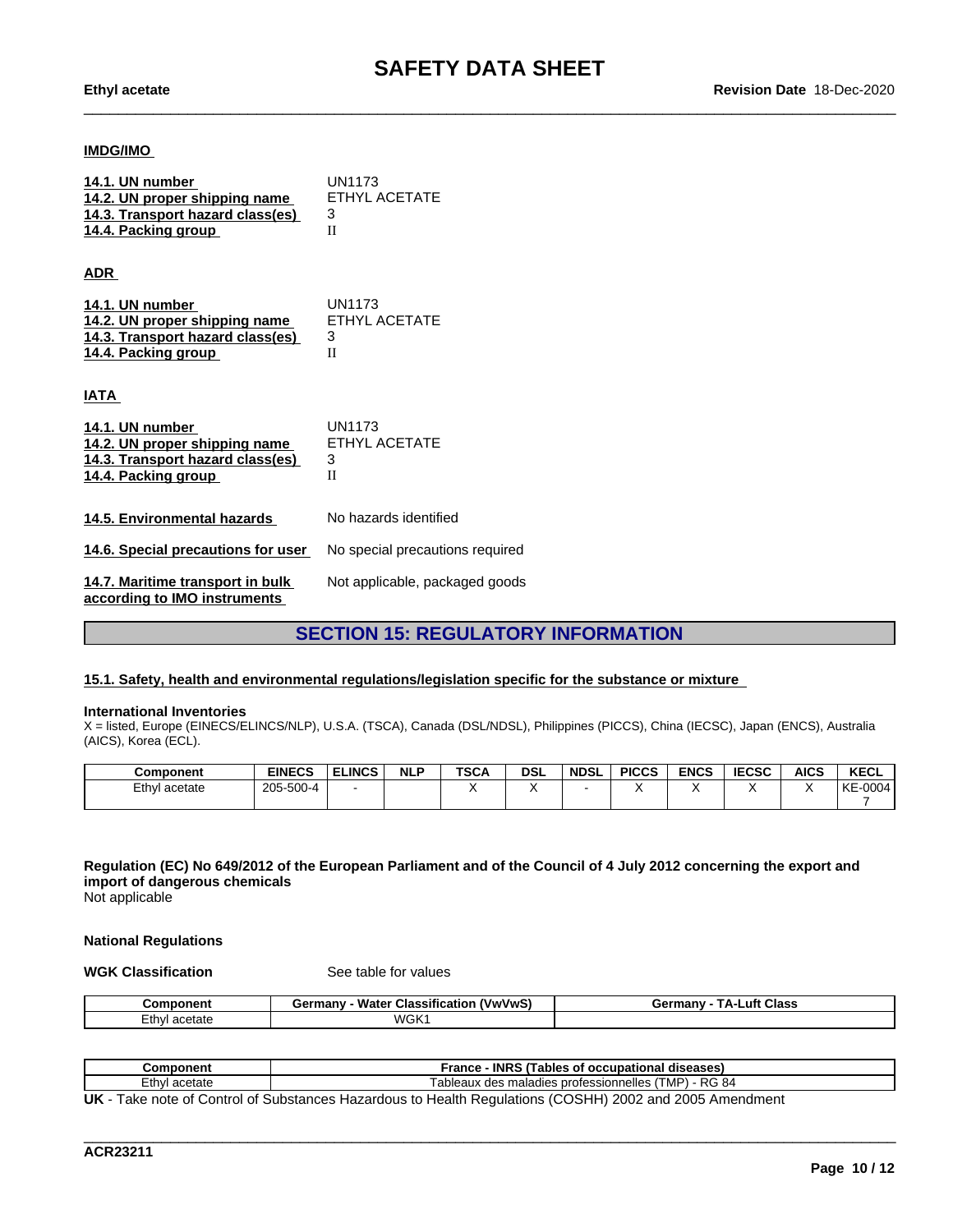**IMDG/IMO**

| | |
|---|---|
| **14.1. UN number** | UN1173 |
| **14.2. UN proper shipping name** | ETHYL ACETATE |
| **14.3. Transport hazard class(es)** | 3 |
| **14.4. Packing group** | II |

**ADR**

| | |
|---|---|
| **14.1. UN number** | UN1173 |
| **14.2. UN proper shipping name** | ETHYL ACETATE |
| **14.3. Transport hazard class(es)** | 3 |
| **14.4. Packing group** | II |

**IATA**

| | |
|---|---|
| **14.1. UN number** | UN1173 |
| **14.2. UN proper shipping name** | ETHYL ACETATE |
| **14.3. Transport hazard class(es)** | 3 |
| **14.4. Packing group** | II |

| | |
|---|---|
| **14.5. Environmental hazards** | No hazards identified |
| **14.6. Special precautions for user** | No special precautions required |
| **14.7. Maritime transport in bulk according to IMO instruments** | Not applicable, packaged goods |

## SECTION 15: REGULATORY INFORMATION

**15.1. Safety, health and environmental regulations/legislation specific for the substance or mixture**

**International Inventories**

X = listed, Europe (EINECS/ELINCS/NLP), U.S.A. (TSCA), Canada (DSL/NDSL), Philippines (PICCS), China (IECSC), Japan (ENCS), Australia (AICS), Korea (ECL).

| Component | EINECS | ELINCS | NLP | TSCA | DSL | NDSL | PICCS | ENCS | IECSC | AICS | KECL |
|---|---|---|---|---|---|---|---|---|---|---|---|
| Ethyl acetate | 205-500-4 | - | | X | X | - | X | X | X | X | KE-00047 |

**Regulation (EC) No 649/2012 of the European Parliament and of the Council of 4 July 2012 concerning the export and import of dangerous chemicals**

Not applicable

**National Regulations**

**WGK Classification** See table for values

| Component | Germany - Water Classification (VwVwS) | Germany - TA-Luft Class |
|---|---|---|
| Ethyl acetate | WGK1 | |

| Component | France - INRS (Tables of occupational diseases) |
|---|---|
| Ethyl acetate | Tableaux des maladies professionnelles (TMP) - RG 84 |

**UK** - Take note of Control of Substances Hazardous to Health Regulations (COSHH) 2002 and 2005 Amendment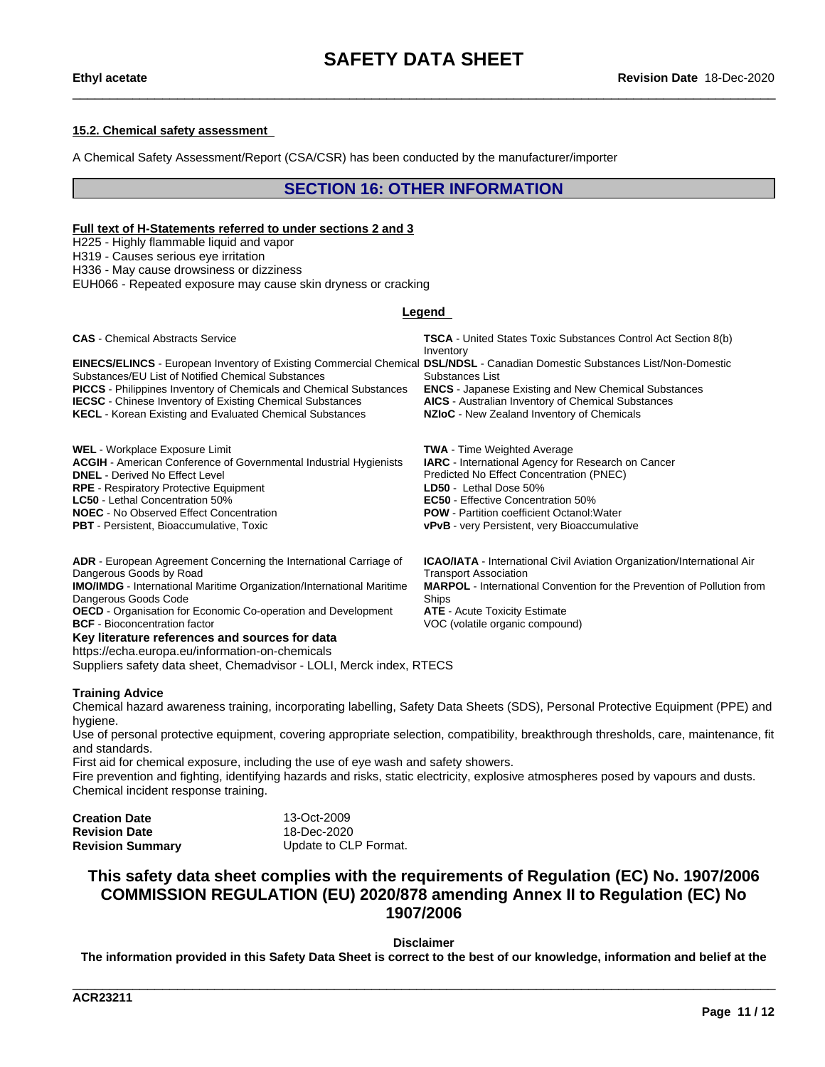### 15.2. Chemical safety assessment

A Chemical Safety Assessment/Report (CSA/CSR) has been conducted by the manufacturer/importer

## SECTION 16: OTHER INFORMATION

**Full text of H-Statements referred to under sections 2 and 3**

H225 - Highly flammable liquid and vapor
H319 - Causes serious eye irritation
H336 - May cause drowsiness or dizziness
EUH066 - Repeated exposure may cause skin dryness or cracking

**Legend**

**CAS** - Chemical Abstracts Service
**EINECS/ELINCS** - European Inventory of Existing Commercial Chemical Substances/EU List of Notified Chemical Substances
**PICCS** - Philippines Inventory of Chemicals and Chemical Substances
**IECSC** - Chinese Inventory of Existing Chemical Substances
**KECL** - Korean Existing and Evaluated Chemical Substances
**TSCA** - United States Toxic Substances Control Act Section 8(b) Inventory
**DSL/NDSL** - Canadian Domestic Substances List/Non-Domestic Substances List
**ENCS** - Japanese Existing and New Chemical Substances
**AICS** - Australian Inventory of Chemical Substances
**NZIoC** - New Zealand Inventory of Chemicals

**WEL** - Workplace Exposure Limit
**ACGIH** - American Conference of Governmental Industrial Hygienists
**DNEL** - Derived No Effect Level
**RPE** - Respiratory Protective Equipment
**LC50** - Lethal Concentration 50%
**NOEC** - No Observed Effect Concentration
**PBT** - Persistent, Bioaccumulative, Toxic
**TWA** - Time Weighted Average
**IARC** - International Agency for Research on Cancer
Predicted No Effect Concentration (PNEC)
**LD50** - Lethal Dose 50%
**EC50** - Effective Concentration 50%
**POW** - Partition coefficient Octanol:Water
**vPvB** - very Persistent, very Bioaccumulative

**ADR** - European Agreement Concerning the International Carriage of Dangerous Goods by Road
**IMO/IMDG** - International Maritime Organization/International Maritime Dangerous Goods Code
**OECD** - Organisation for Economic Co-operation and Development
**BCF** - Bioconcentration factor
**ICAO/IATA** - International Civil Aviation Organization/International Air Transport Association
**MARPOL** - International Convention for the Prevention of Pollution from Ships
**ATE** - Acute Toxicity Estimate
VOC (volatile organic compound)

**Key literature references and sources for data**
https://echa.europa.eu/information-on-chemicals
Suppliers safety data sheet, Chemadvisor - LOLI, Merck index, RTECS

**Training Advice**
Chemical hazard awareness training, incorporating labelling, Safety Data Sheets (SDS), Personal Protective Equipment (PPE) and hygiene.
Use of personal protective equipment, covering appropriate selection, compatibility, breakthrough thresholds, care, maintenance, fit and standards.
First aid for chemical exposure, including the use of eye wash and safety showers.
Fire prevention and fighting, identifying hazards and risks, static electricity, explosive atmospheres posed by vapours and dusts.
Chemical incident response training.

**Creation Date** 13-Oct-2009
**Revision Date** 18-Dec-2020
**Revision Summary** Update to CLP Format.

**This safety data sheet complies with the requirements of Regulation (EC) No. 1907/2006 COMMISSION REGULATION (EU) 2020/878 amending Annex II to Regulation (EC) No 1907/2006**

**Disclaimer**
**The information provided in this Safety Data Sheet is correct to the best of our knowledge, information and belief at the**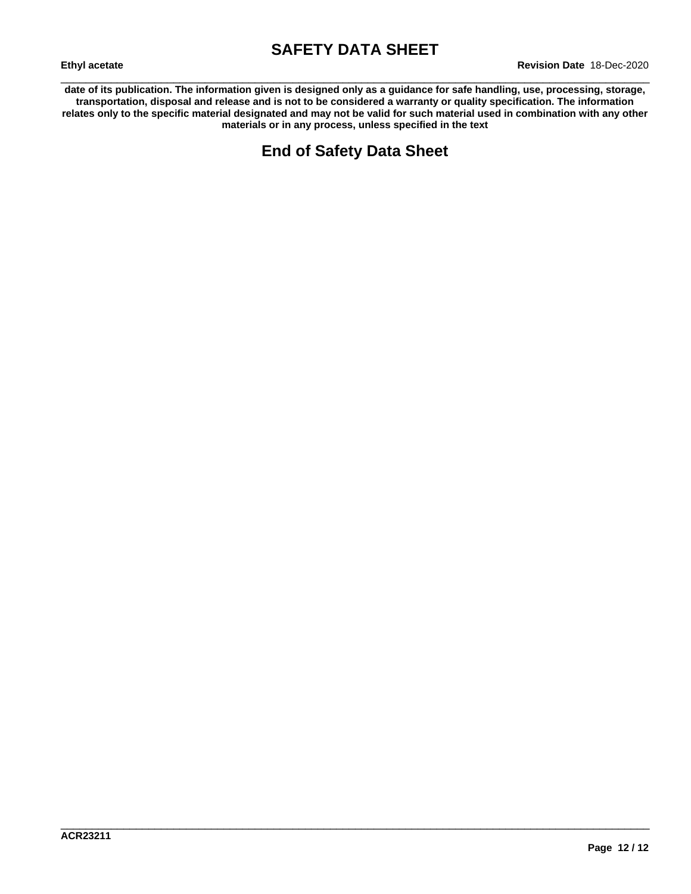**date of its publication. The information given is designed only as a guidance for safe handling, use, processing, storage, transportation, disposal and release and is not to be considered a warranty or quality specification. The information relates only to the specific material designated and may not be valid for such material used in combination with any other materials or in any process, unless specified in the text**

## End of Safety Data Sheet